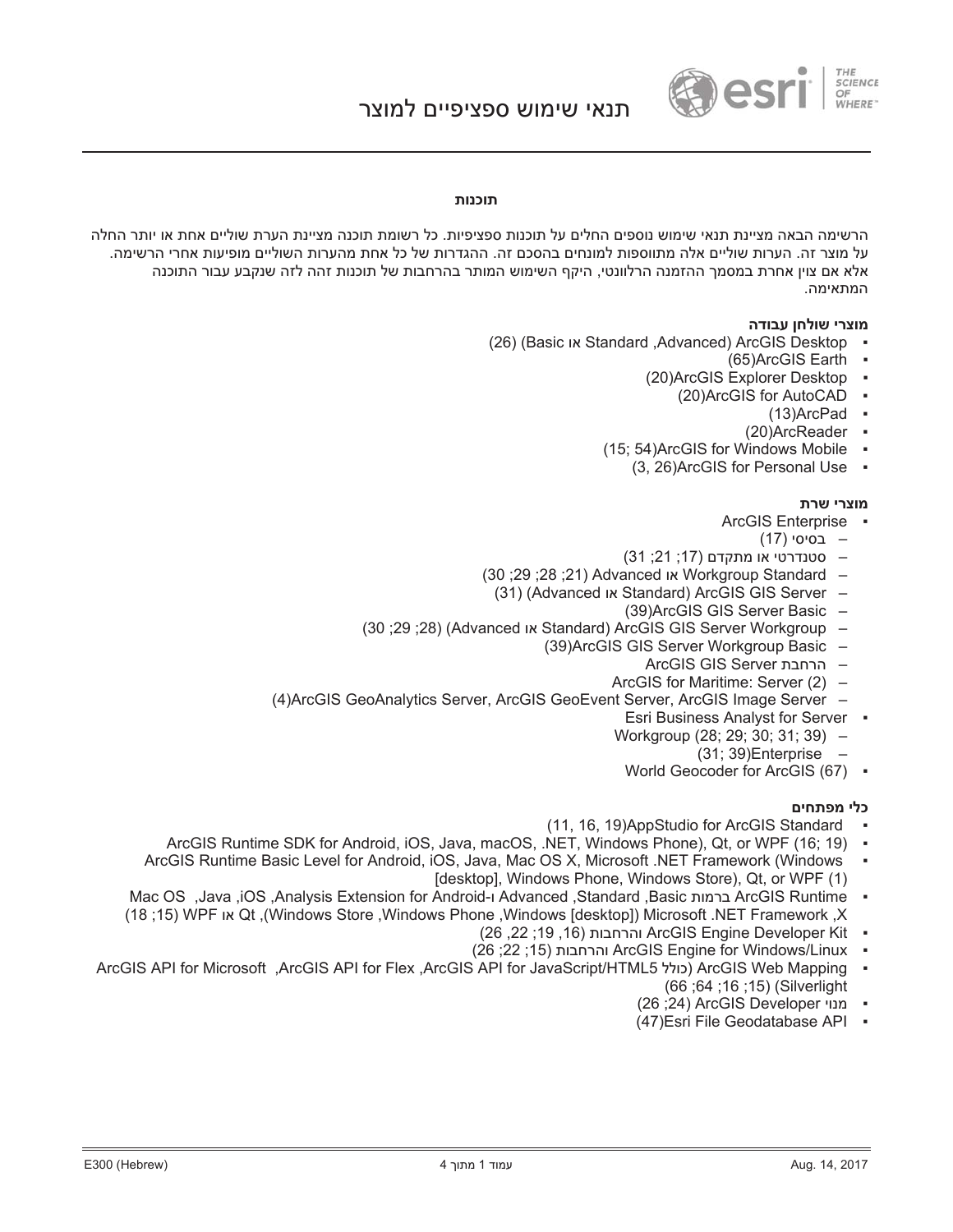# תנאי שימוש ספציפיים למוצר

**תוכנות**

הרשימה הבאה מציינת תנאי שימוש נוספים החלים על תוכנות ספציפיות. כל רשומת תוכנה מציינת הערת שוליים אחת או יותר החלה על מוצר זה. הערות שוליים אלה מתווספות למונחים בהסכם זה. ההגדרות של כל אחת מהערות השוליים מופיעות אחרי הרשימה. אלא אם צוין אחרת במסמך ההזמנה הרלוונטי, היקף השימוש המותר בהרחבות של תוכנות זהה לזה שנקבע עבור התוכנה המתאימה.

**מוצרי שולחן עבודה**

- ArcGIS Desktop (Advanced, Standard או Basic) (26)
- ArcGIS Earth (65)
- ArcGIS Explorer Desktop (20)
- ArcGIS for AutoCAD (20)
- ArcPad (13)
- ArcReader (20)
- ArcGIS for Windows Mobile (15; 54)
- ArcGIS for Personal Use (3, 26)

**מוצרי שרת**

- ArcGIS Enterprise
  - בסיסי (17)
  - סטנדרטי או מתקדם (17; 21; 31)
  - Workgroup Standard או Advanced (21; 28; 29; 30)
  - ArcGIS GIS Server (Standard או Advanced) (31)
  - ArcGIS GIS Server Basic (39)
  - ArcGIS GIS Server Workgroup (Standard או Advanced) (28; 29; 30)
  - ArcGIS GIS Server Workgroup Basic (39)
  - הרחבת ArcGIS GIS Server
  - ArcGIS for Maritime: Server (2)
  - ArcGIS GeoAnalytics Server, ArcGIS GeoEvent Server, ArcGIS Image Server (4)
- Esri Business Analyst for Server
  - Workgroup (28; 29; 30; 31; 39)
  - Enterprise (31; 39)
- World Geocoder for ArcGIS (67)

**כלי מפתחים**

- AppStudio for ArcGIS Standard (11, 16, 19)
- ArcGIS Runtime SDK for Android, iOS, Java, macOS, .NET, Windows Phone), Qt, or WPF (16; 19)
- ArcGIS Runtime Basic Level for Android, iOS, Java, Mac OS X, Microsoft .NET Framework (Windows [desktop], Windows Phone, Windows Store), Qt, or WPF (1)
- ArcGIS Runtime ברמות Basic, Standard, Advanced ו-Analysis Extension for Android, iOS, Java, Mac OS X, Microsoft .NET Framework (Windows [desktop], Windows Phone, Windows Store), Qt או WPF (15; 18)
- ArcGIS Engine Developer Kit והרחבות (16, 19; 22, 26)
- ArcGIS Engine for Windows/Linux והרחבות (15; 22; 26)
- ArcGIS Web Mapping (כולל ArcGIS API for JavaScript/HTML5, ArcGIS API for Flex, ArcGIS API for Microsoft Silverlight) (15; 16; 64; 66)
- מנוי ArcGIS Developer (24; 26)
- Esri File Geodatabase API (47)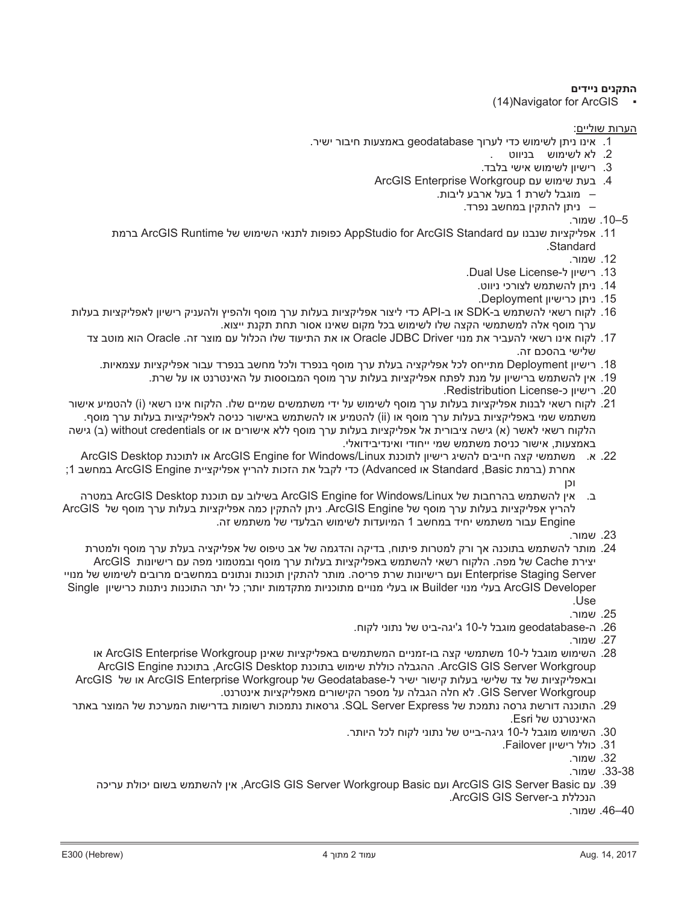**התקנים ניידים**

- Navigator for ArcGIS(14)

<u>הערות שוליים:</u>

1. אינו ניתן לשימוש כדי לערוך geodatabase באמצעות חיבור ישיר.
2. לא לשימוש בניווט .
3. רישיון לשימוש אישי בלבד.
4. בעת שימוש עם ArcGIS Enterprise Workgroup
   - מוגבל לשרת 1 בעל ארבע ליבות.
   - ניתן להתקין במחשב נפרד.

5–10. שמור.

11. אפליקציות שנבנו עם AppStudio for ArcGIS Standard כפופות לתנאי השימוש של ArcGIS Runtime ברמת Standard.
12. שמור.
13. רישיון ל-Dual Use License.
14. ניתן להשתמש לצורכי ניווט.
15. ניתן כרישיון Deployment.
16. לקוח רשאי להשתמש ב-SDK או ב-API כדי ליצור אפליקציות בעלות ערך מוסף ולהפיץ ולהעניק רישיון לאפליקציות בעלות ערך מוסף אלה למשתמשי הקצה שלו לשימוש בכל מקום שאינו אסור תחת תקנת ייצוא.
17. לקוח אינו רשאי להעביר את מנוי Oracle JDBC Driver או את התיעוד שלו הכלול עם מוצר זה. Oracle הוא מוטב צד שלישי בהסכם זה.
18. רישיון Deployment מתייחס לכל אפליקציה בעלת ערך מוסף בנפרד ולכל מחשב בנפרד עבור אפליקציות עצמאיות.
19. אין להשתמש ברישיון על מנת לפתח אפליקציות בעלות ערך מוסף המבוססות על האינטרנט או על שרת.
20. רישיון כ-Redistribution License.
21. לקוח רשאי לבנות אפליקציות בעלות ערך מוסף לשימוש על ידי משתמשים שמיים שלו. הלקוח אינו רשאי (i) להטמיע אישור משתמש שמי באפליקציות בעלות ערך מוסף או (ii) להטמיע או להשתמש באישור כניסה לאפליקציות בעלות ערך מוסף. הלקוח רשאי לאשר (א) גישה ציבורית אל אפליקציות בעלות ערך מוסף ללא אישורים או without credentials or (ב) גישה באמצעות, אישור כניסת משתמש שמי ייחודי ואינדיבידואלי.
22. א. משתמשי קצה חייבים להשיג רישיון לתוכנת ArcGIS Engine for Windows/Linux או לתוכנת ArcGIS Desktop אחרת (ברמת Standard ,Basic או Advanced) כדי לקבל את הזכות להריץ אפליקציית ArcGIS Engine במחשב 1; וכן
    ב. אין להשתמש בהרחבות של ArcGIS Engine for Windows/Linux בשילוב עם תוכנת ArcGIS Desktop במטרה להריץ אפליקציות בעלות ערך מוסף של ArcGIS Engine. ניתן להתקין כמה אפליקציות בעלות ערך מוסף של ArcGIS Engine עבור משתמש יחיד במחשב 1 המיועדות לשימוש הבלעדי של משתמש זה.
23. שמור.
24. מותר להשתמש בתוכנה אך ורק למטרות פיתוח, בדיקה והדגמה של אב טיפוס של אפליקציה בעלת ערך מוסף ולמטרת יצירת Cache של מפה. הלקוח רשאי להשתמש באפליקציות בעלות ערך מוסף ובמטמוני מפה עם רישיונות ArcGIS Enterprise Staging Server ועם רישיונות שרת פריסה. מותר להתקין תוכנות ונתונים במחשבים מרובים לשימוש של מנויי ArcGIS Developer בעלי מנוי Builder או בעלי מנויים מתוכניות מתקדמות יותר; כל יתר התוכנות ניתנות כרישיון Single Use.
25. שמור.
26. ה-geodatabase מוגבל ל-10 ג'יגה-ביט של נתוני לקוח.
27. שמור.
28. השימוש מוגבל ל-10 משתמשי קצה בו-זמניים המשתמשים באפליקציות שאינן ArcGIS Enterprise Workgroup או ArcGIS GIS Server Workgroup. ההגבלה כוללת שימוש בתוכנת ArcGIS Desktop, בתוכנת ArcGIS Engine ובאפליקציות של צד שלישי בעלות קישור ישיר ל-Geodatabase של ArcGIS Enterprise Workgroup או של ArcGIS GIS Server Workgroup. לא חלה הגבלה על מספר הקישורים מאפליקציות אינטרנט.
29. התוכנה דורשת גרסה נתמכת של SQL Server Express. גרסאות נתמכות רשומות בדרישות המערכת של המוצר באתר האינטרנט של Esri.
30. השימוש מוגבל ל-10 גיגה-בייט של נתוני לקוח לכל היותר.
31. כולל רישיון Failover.
32. שמור.

33-38. שמור.

39. עם ArcGIS GIS Server Basic ועם ArcGIS GIS Server Workgroup Basic, אין להשתמש בשום יכולת עריכה הנכללת ב-ArcGIS GIS Server.

40–46. שמור.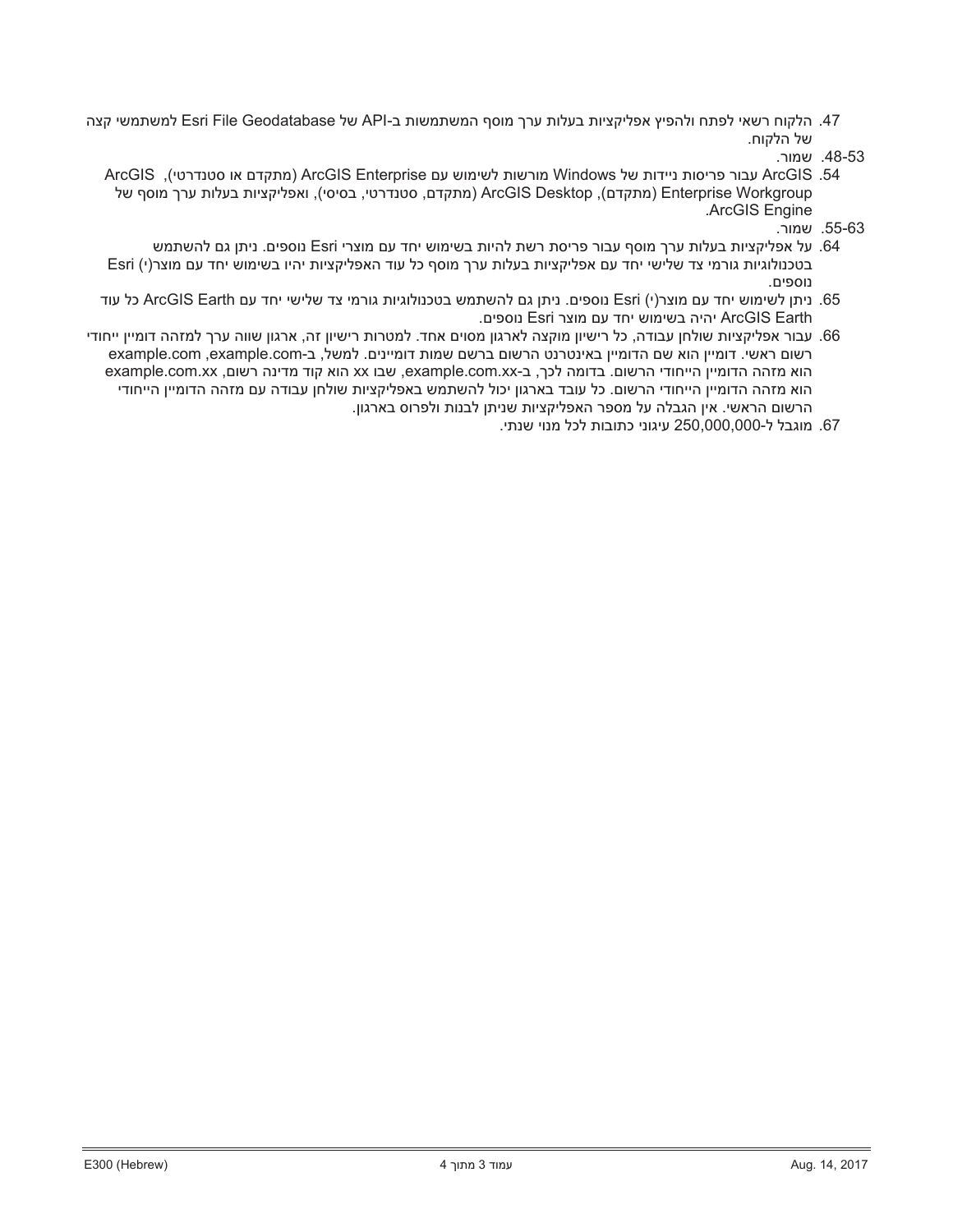47. הלקוח רשאי לפתח ולהפיץ אפליקציות בעלות ערך מוסף המשתמשות ב-API של Esri File Geodatabase למשתמשי קצה של הלקוח.

48-53. שמור.

54. ArcGIS עבור פריסות ניידות של Windows מורשות לשימוש עם ArcGIS Enterprise (מתקדם או סטנדרטי), ArcGIS Enterprise Workgroup (מתקדם), ArcGIS Desktop (מתקדם, סטנדרטי, בסיסי), ואפליקציות בעלות ערך מוסף של ArcGIS Engine.

55-63. שמור.

64. על אפליקציות בעלות ערך מוסף עבור פריסת רשת להיות בשימוש יחד עם מוצרי Esri נוספים. ניתן גם להשתמש בטכנולוגיות גורמי צד שלישי יחד עם אפליקציות בעלות ערך מוסף כל עוד האפליקציות יהיו בשימוש יחד עם מוצר(י) Esri נוספים.

65. ניתן לשימוש יחד עם מוצר(י) Esri נוספים. ניתן גם להשתמש בטכנולוגיות גורמי צד שלישי יחד עם ArcGIS Earth כל עוד ArcGIS Earth יהיה בשימוש יחד עם מוצר Esri נוספים.

66. עבור אפליקציות שולחן עבודה, כל רישיון מוקצה לארגון מסוים אחד. למטרות רישיון זה, ארגון שווה ערך למזהה דומיין ייחודי רשום ראשי. דומיין הוא שם הדומיין באינטרנט הרשום ברשם שמות דומיינים. למשל, ב-example.com ,example.com הוא מזהה הדומיין הייחודי הרשום. בדומה לכך, ב-example.com.xx, שבו xx הוא קוד מדינה רשום, example.com.xx הוא מזהה הדומיין הייחודי הרשום. כל עובד בארגון יכול להשתמש באפליקציות שולחן עבודה עם מזהה הדומיין הייחודי הרשום הראשי. אין הגבלה על מספר האפליקציות שניתן לבנות ולפרוס בארגון.

67. מוגבל ל-250,000,000 עיגוני כתובות לכל מנוי שנתי.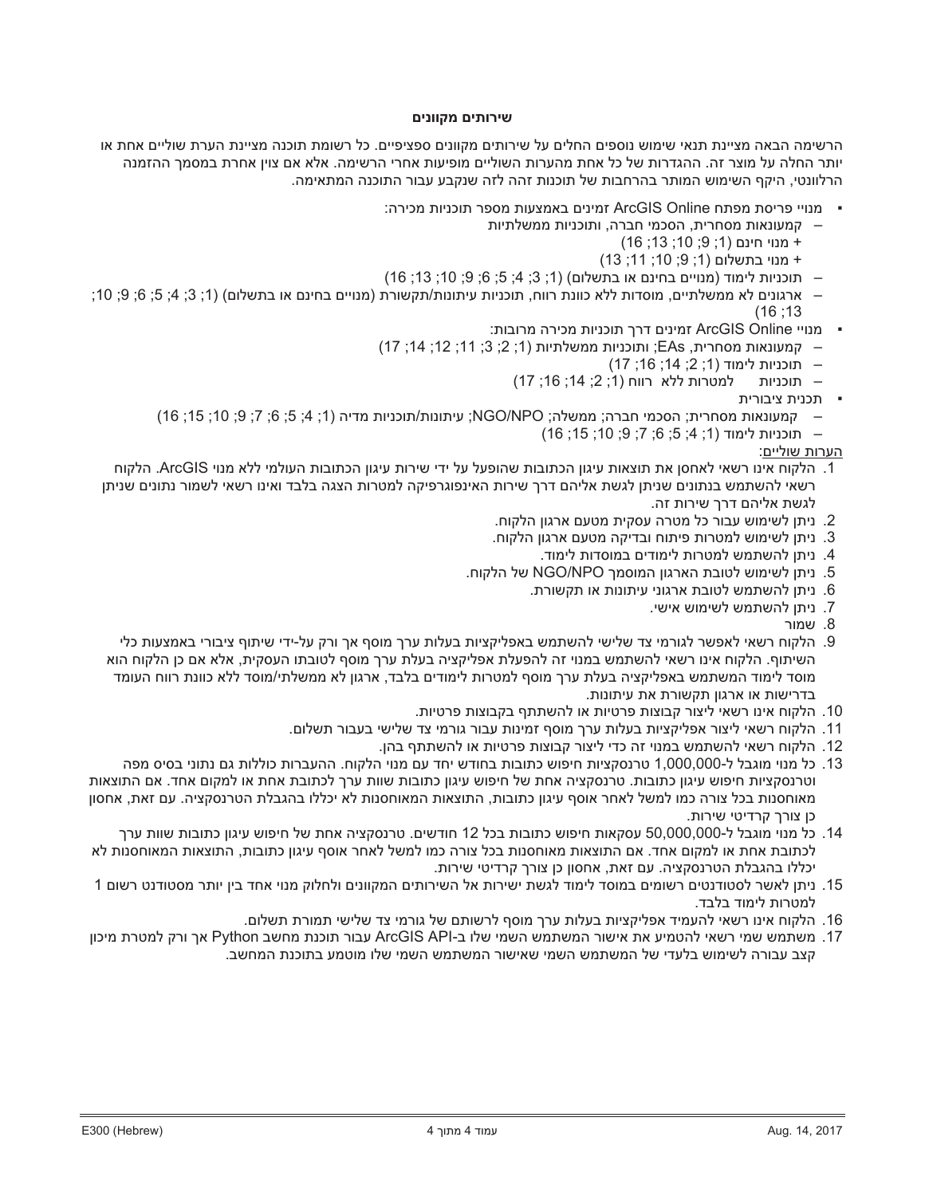## שירותים מקוונים

הרשימה הבאה מציינת תנאי שימוש נוספים החלים על שירותים מקוונים ספציפיים. כל רשומת תוכנה מציינת הערת שוליים אחת או יותר החלה על מוצר זה. ההגדרות של כל אחת מהערות השוליים מופיעות אחרי הרשימה. אלא אם צוין אחרת במסמך ההזמנה הרלוונטי, היקף השימוש המותר בהרחבות של תוכנות זהה לזה שנקבע עבור התוכנה המתאימה.

- מנויי פריסת מפתח ArcGIS Online זמינים באמצעות מספר תוכניות מכירה:
  - קמעונאות מסחרית, הסכמי חברה, ותוכניות ממשלתיות
    - + מנוי חינם (1; 9; 10; 13; 16)
    - + מנוי בתשלום (1; 9; 10; 11; 13)
  - תוכניות לימוד (מנויים בחינם או בתשלום) (1; 3; 4; 5; 6; 9; 10; 13; 16)
  - ארגונים לא ממשלתיים, מוסדות ללא כוונת רווח, תוכניות עיתונות/תקשורת (מנויים בחינם או בתשלום) (1; 3; 4; 5; 6; 9; 10; 13; 16)
- מנויי ArcGIS Online זמינים דרך תוכניות מכירה מרובות:
  - קמעונאות מסחרית, EAs; ותוכניות ממשלתיות (1; 2; 3; 11; 12; 14; 17)
  - תוכניות לימוד (1; 2; 14; 16; 17)
  - תוכניות למטרות ללא רווח (1; 2; 14; 16; 17)
- תכנית ציבורית
  - קמעונאות מסחרית; הסכמי חברה; ממשלה; NGO/NPO; עיתונות/תוכניות מדיה (1; 4; 5; 6; 7; 9; 10; 15; 16)
  - תוכניות לימוד (1; 4; 5; 6; 7; 9; 10; 15; 16)

הערות שוליים:

1. הלקוח אינו רשאי לאחסן את תוצאות עיגון הכתובות שהופעל על ידי שירות עיגון הכתובות העולמי ללא מנוי ArcGIS. הלקוח רשאי להשתמש בנתונים שניתן לגשת אליהם דרך שירות האינפוגרפיקה למטרות הצגה בלבד ואינו רשאי לשמור נתונים שניתן לגשת אליהם דרך שירות זה.
2. ניתן לשימוש עבור כל מטרה עסקית מטעם ארגון הלקוח.
3. ניתן לשימוש למטרות פיתוח ובדיקה מטעם ארגון הלקוח.
4. ניתן להשתמש למטרות לימודים במוסדות לימוד.
5. ניתן לשימוש לטובת הארגון המוסמך NGO/NPO של הלקוח.
6. ניתן להשתמש לטובת ארגוני עיתונות או תקשורת.
7. ניתן להשתמש לשימוש אישי.
8. שמור
9. הלקוח רשאי לאפשר לגורמי צד שלישי להשתמש באפליקציות בעלות ערך מוסף אך ורק על-ידי שיתוף ציבורי באמצעות כלי השיתוף. הלקוח אינו רשאי להשתמש במנוי זה להפעלת אפליקציה בעלת ערך מוסף לטובתו העסקית, אלא אם כן הלקוח הוא מוסד לימוד המשתמש באפליקציה בעלת ערך מוסף למטרות לימודים בלבד, ארגון לא ממשלתי/מוסד ללא כוונת רווח העומד בדרישות או ארגון תקשורת את עיתונות.
10. הלקוח אינו רשאי ליצור קבוצות פרטיות או להשתתף בקבוצות פרטיות.
11. הלקוח רשאי ליצור אפליקציות בעלות ערך מוסף זמינות עבור גורמי צד שלישי בעבור תשלום.
12. הלקוח רשאי להשתמש במנוי זה כדי ליצור קבוצות פרטיות או להשתתף בהן.
13. כל מנוי מוגבל ל-1,000,000 טרנסקציות חיפוש כתובות בחודש יחד עם מנוי הלקוח. ההעברות כוללות גם נתוני בסיס מפה וטרנסקציות חיפוש עיגון כתובות. טרנסקציה אחת של חיפוש עיגון כתובות שווה ערך לכתובת אחת או למקום אחד. אם התוצאות מאוחסנות בכל צורה כמו למשל לאחר אוסף עיגון כתובות, התוצאות המאוחסנות לא יכללו בהגבלת הטרנסקציה. עם זאת, אחסון כן צורך קרדיטי שירות.
14. כל מנוי מוגבל ל-50,000,000 עסקאות חיפוש כתובות בכל 12 חודשים. טרנסקציה אחת של חיפוש עיגון כתובות שוות ערך לכתובת אחת או למקום אחד. אם התוצאות מאוחסנות בכל צורה כמו למשל לאחר אוסף עיגון כתובות, התוצאות המאוחסנות לא יכללו בהגבלת הטרנסקציה. עם זאת, אחסון כן צורך קרדיטי שירות.
15. ניתן לאשר לסטודנטים רשומים במוסד לימוד לגשת ישירות אל השירותים המקוונים ולחלוק מנוי אחד בין יותר מסטודנט רשום 1 למטרות לימוד בלבד.
16. הלקוח אינו רשאי להעמיד אפליקציות בעלות ערך מוסף לרשותם של גורמי צד שלישי תמורת תשלום.
17. משתמש שמי רשאי להטמיע את אישור המשתמש השמי שלו ב-ArcGIS API עבור תוכנת מחשב Python אך ורק למטרת מיכון קצב עבורה לשימוש בלעדי של המשתמש השמי שאישור המשתמש השמי שלו מוטמע בתוכנת המחשב.